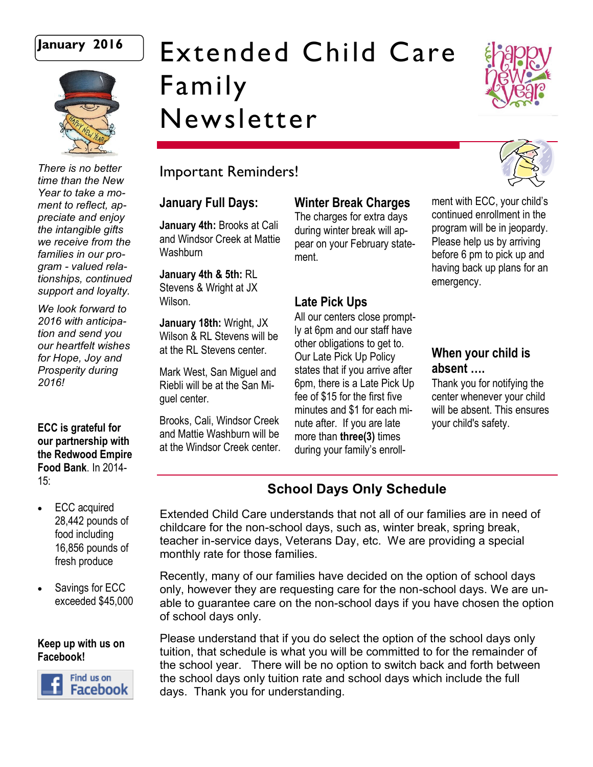**January 2016**

# Extended Child Care Family Newsletter

*There is no better time than the New Year to take a moment to reflect, appreciate and enjoy the intangible gifts we receive from the families in our program - valued relationships, continued support and loyalty.*

*We look forward to 2016 with anticipation and send you our heartfelt wishes for Hope, Joy and Prosperity during 2016!*

**ECC is grateful for our partnership with the Redwood Empire Food Bank**. In 2014-15:

- ECC acquired 28,442 pounds of food including 16,856 pounds of fresh produce
- Savings for ECC exceeded $45,000

**Keep up with us on Facebook!**

Find us on Facebook

## Important Reminders!

### January Full Days:

**January 4th:** Brooks at Cali and Windsor Creek at Mattie Washburn

**January 4th & 5th:** RL Stevens & Wright at JX Wilson.

**January 18th:** Wright, JX Wilson & RL Stevens will be at the RL Stevens center.

Mark West, San Miguel and Riebli will be at the San Miguel center.

Brooks, Cali, Windsor Creek and Mattie Washburn will be at the Windsor Creek center.

### Winter Break Charges

The charges for extra days during winter break will appear on your February statement.

### Late Pick Ups

All our centers close promptly at 6pm and our staff have other obligations to get to. Our Late Pick Up Policy states that if you arrive after 6pm, there is a Late Pick Up fee of $15 for the first five minutes and $1 for each minute after. If you are late more than **three(3)** times during your family's enrollment with ECC, your child's continued enrollment in the program will be in jeopardy. Please help us by arriving before 6 pm to pick up and having back up plans for an emergency.

### When your child is absent ….

Thank you for notifying the center whenever your child will be absent. This ensures your child's safety.

## School Days Only Schedule

Extended Child Care understands that not all of our families are in need of childcare for the non-school days, such as, winter break, spring break, teacher in-service days, Veterans Day, etc. We are providing a special monthly rate for those families.

Recently, many of our families have decided on the option of school days only, however they are requesting care for the non-school days. We are unable to guarantee care on the non-school days if you have chosen the option of school days only.

Please understand that if you do select the option of the school days only tuition, that schedule is what you will be committed to for the remainder of the school year. There will be no option to switch back and forth between the school days only tuition rate and school days which include the full days. Thank you for understanding.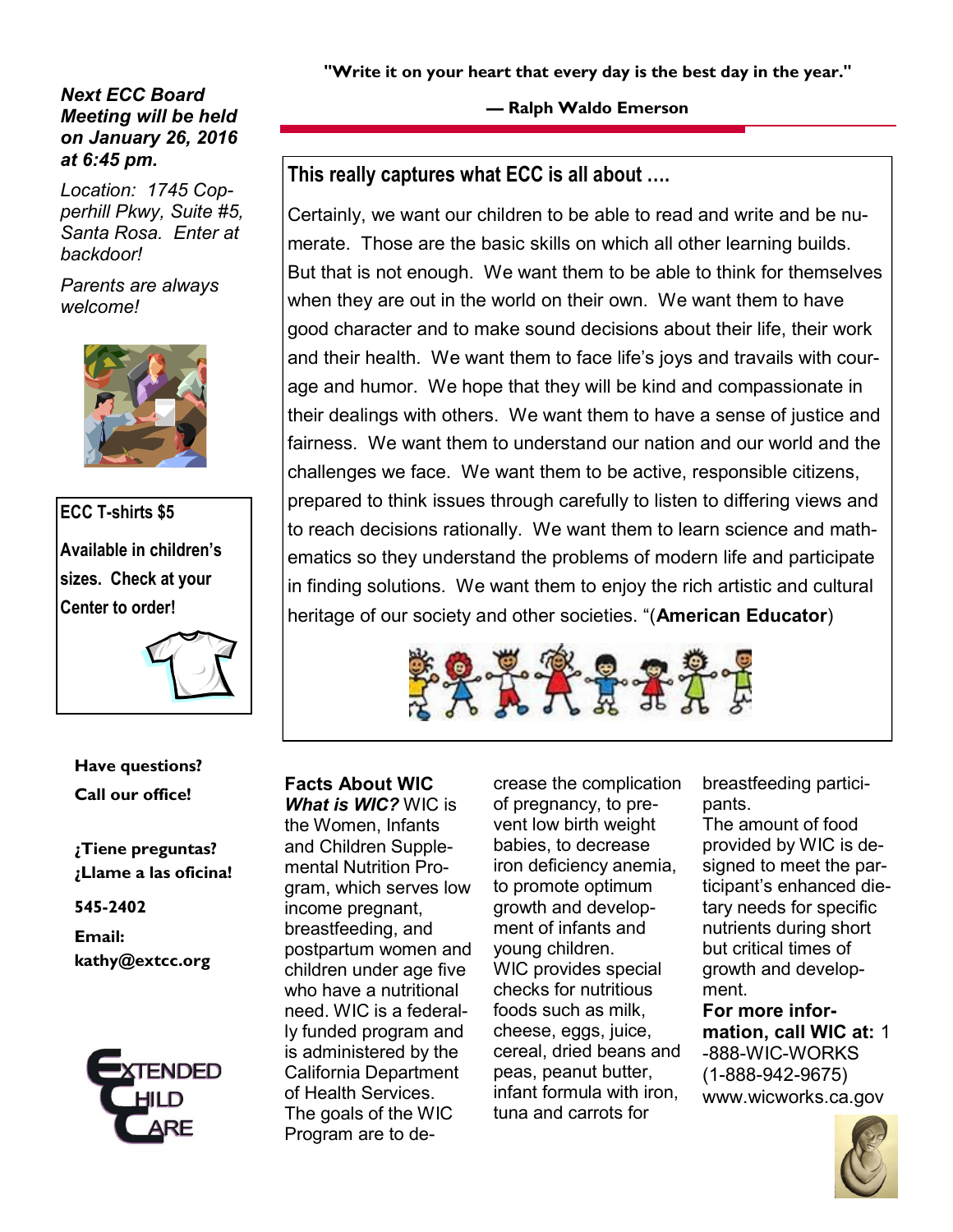*Next ECC Board Meeting will be held on January 26, 2016 at 6:45 pm.*

*Location: 1745 Copperhill Pkwy, Suite #5, Santa Rosa. Enter at backdoor!*

*Parents are always welcome!*

**ECC T-shirts $5**

**Available in children's sizes. Check at your Center to order!**

**Have questions? Call our office!**

**¿Tiene preguntas? ¡Llame a las oficina!**

**545-2402**

**Email: kathy@extcc.org**

EXTENDED CHILD CARE

**"Write it on your heart that every day is the best day in the year."**

**— Ralph Waldo Emerson**

## This really captures what ECC is all about ….

Certainly, we want our children to be able to read and write and be numerate. Those are the basic skills on which all other learning builds. But that is not enough. We want them to be able to think for themselves when they are out in the world on their own. We want them to have good character and to make sound decisions about their life, their work and their health. We want them to face life's joys and travails with courage and humor. We hope that they will be kind and compassionate in their dealings with others. We want them to have a sense of justice and fairness. We want them to understand our nation and our world and the challenges we face. We want them to be active, responsible citizens, prepared to think issues through carefully to listen to differing views and to reach decisions rationally. We want them to learn science and mathematics so they understand the problems of modern life and participate in finding solutions. We want them to enjoy the rich artistic and cultural heritage of our society and other societies. "(**American Educator**)

## Facts About WIC

***What is WIC?*** WIC is the Women, Infants and Children Supplemental Nutrition Program, which serves low income pregnant, breastfeeding, and postpartum women and children under age five who have a nutritional need. WIC is a federally funded program and is administered by the California Department of Health Services. The goals of the WIC Program are to decrease the complication of pregnancy, to prevent low birth weight babies, to decrease iron deficiency anemia, to promote optimum growth and development of infants and young children.

WIC provides special checks for nutritious foods such as milk, cheese, eggs, juice, cereal, dried beans and peas, peanut butter, infant formula with iron, tuna and carrots for breastfeeding participants.

The amount of food provided by WIC is designed to meet the participant's enhanced dietary needs for specific nutrients during short but critical times of growth and development.

**For more information, call WIC at:** 1-888-WIC-WORKS (1-888-942-9675) www.wicworks.ca.gov